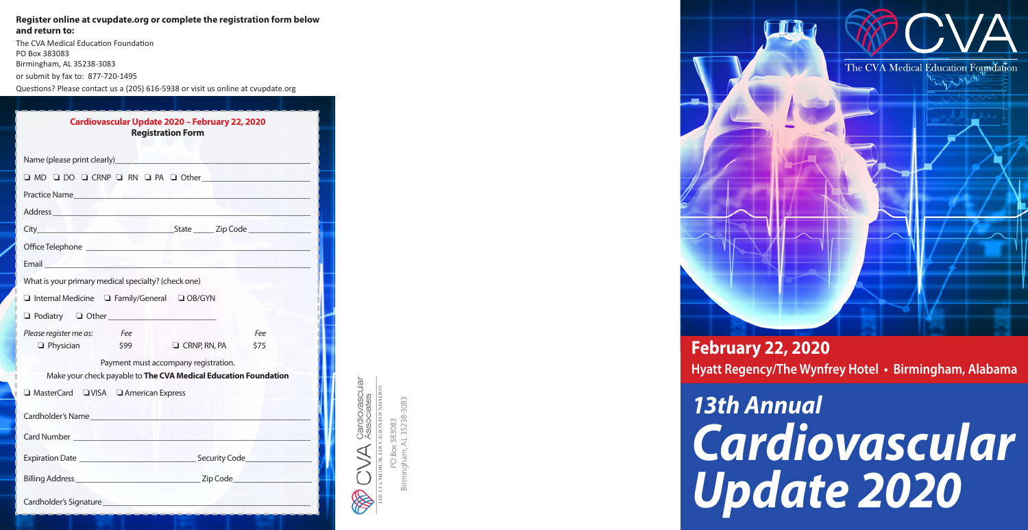**Register online at cvupdate.org or complete the registration form below and return to:**

The CVA Medical Education Foundation
PO Box 383083
Birmingham, AL 35238-3083
or submit by fax to: 877-720-1495
Questions? Please contact us a (205) 616-5938 or visit us online at cvupdate.org

**Cardiovascular Update 2020 – February 22, 2020**
**Registration Form**

Name (please print clearly)\_\_\_\_\_\_\_\_\_\_\_\_\_\_\_\_\_\_\_\_

❑ MD ❑ DO ❑ CRNP ❑ RN ❑ PA ❑ Other \_\_\_\_\_\_\_\_\_\_\_\_

Practice Name\_\_\_\_\_\_\_\_\_\_\_\_\_\_\_\_\_\_\_\_

Address \_\_\_\_\_\_\_\_\_\_\_\_\_\_\_\_\_\_\_\_

City\_\_\_\_\_\_\_\_\_\_\_\_ State \_\_\_\_\_ Zip Code \_\_\_\_\_\_\_\_

Office Telephone \_\_\_\_\_\_\_\_\_\_\_\_\_\_\_\_\_\_\_\_

Email \_\_\_\_\_\_\_\_\_\_\_\_\_\_\_\_\_\_\_\_

What is your primary medical specialty? (check one)

❑ Internal Medicine ❑ Family/General ❑ OB/GYN

❑ Podiatry ❑ Other \_\_\_\_\_\_\_\_\_\_\_\_

| *Please register me as:* | *Fee* | | *Fee* |
|---|---|---|---|
| ❑ Physician | $99 | ❑ CRNP, RN, PA | $75 |

Payment must accompany registration.
Make your check payable to **The CVA Medical Education Foundation**

❑ MasterCard ❑ VISA ❑ American Express

Cardholder's Name\_\_\_\_\_\_\_\_\_\_\_\_\_\_\_\_\_\_\_\_

Card Number \_\_\_\_\_\_\_\_\_\_\_\_\_\_\_\_\_\_\_\_

Expiration Date \_\_\_\_\_\_\_\_\_\_\_\_ Security Code\_\_\_\_\_\_\_\_

Billing Address\_\_\_\_\_\_\_\_\_\_\_\_ Zip Code\_\_\_\_\_\_\_\_

Cardholder's Signature\_\_\_\_\_\_\_\_\_\_\_\_\_\_\_\_\_\_\_\_

CVA Cardiovascular Associates
THE CVA MEDICAL EDUCATION FOUNDATION
PO Box 383083
Birmingham, AL 35238-3083

CVA
The CVA Medical Education Foundation

**February 22, 2020**
**Hyatt Regency/The Wynfrey Hotel • Birmingham, Alabama**

# *13th Annual Cardiovascular Update 2020*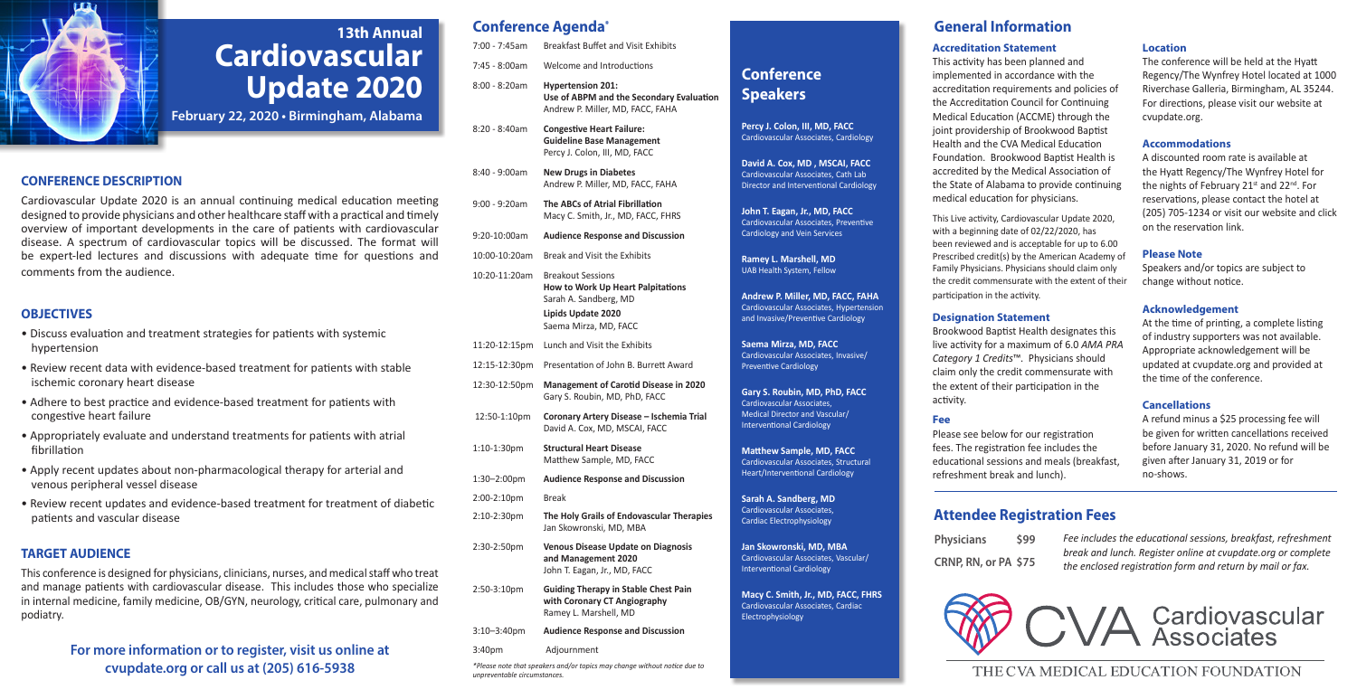# 13th Annual Cardiovascular Update 2020

**February 22, 2020 • Birmingham, Alabama**

## CONFERENCE DESCRIPTION

Cardiovascular Update 2020 is an annual continuing medical education meeting designed to provide physicians and other healthcare staff with a practical and timely overview of important developments in the care of patients with cardiovascular disease. A spectrum of cardiovascular topics will be discussed. The format will be expert-led lectures and discussions with adequate time for questions and comments from the audience.

## OBJECTIVES

- Discuss evaluation and treatment strategies for patients with systemic hypertension
- Review recent data with evidence-based treatment for patients with stable ischemic coronary heart disease
- Adhere to best practice and evidence-based treatment for patients with congestive heart failure
- Appropriately evaluate and understand treatments for patients with atrial fibrillation
- Apply recent updates about non-pharmacological therapy for arterial and venous peripheral vessel disease
- Review recent updates and evidence-based treatment for treatment of diabetic patients and vascular disease

## TARGET AUDIENCE

This conference is designed for physicians, clinicians, nurses, and medical staff who treat and manage patients with cardiovascular disease. This includes those who specialize in internal medicine, family medicine, OB/GYN, neurology, critical care, pulmonary and podiatry.

**For more information or to register, visit us online at cvupdate.org or call us at (205) 616-5938**

## Conference Agenda*

| | |
|---|---|
| 7:00 - 7:45am | Breakfast Buffet and Visit Exhibits |
| 7:45 - 8:00am | Welcome and Introductions |
| 8:00 - 8:20am | **Hypertension 201: Use of ABPM and the Secondary Evaluation** Andrew P. Miller, MD, FACC, FAHA |
| 8:20 - 8:40am | **Congestive Heart Failure: Guideline Base Management** Percy J. Colon, III, MD, FACC |
| 8:40 - 9:00am | **New Drugs in Diabetes** Andrew P. Miller, MD, FACC, FAHA |
| 9:00 - 9:20am | **The ABCs of Atrial Fibrillation** Macy C. Smith, Jr., MD, FACC, FHRS |
| 9:20-10:00am | **Audience Response and Discussion** |
| 10:00-10:20am | Break and Visit the Exhibits |
| 10:20-11:20am | Breakout Sessions **How to Work Up Heart Palpitations** Sarah A. Sandberg, MD **Lipids Update 2020** Saema Mirza, MD, FACC |
| 11:20-12:15pm | Lunch and Visit the Exhibits |
| 12:15-12:30pm | Presentation of John B. Burrett Award |
| 12:30-12:50pm | **Management of Carotid Disease in 2020** Gary S. Roubin, MD, PhD, FACC |
| 12:50-1:10pm | **Coronary Artery Disease – Ischemia Trial** David A. Cox, MD, MSCAI, FACC |
| 1:10-1:30pm | **Structural Heart Disease** Matthew Sample, MD, FACC |
| 1:30–2:00pm | **Audience Response and Discussion** |
| 2:00-2:10pm | Break |
| 2:10-2:30pm | **The Holy Grails of Endovascular Therapies** Jan Skowronski, MD, MBA |
| 2:30-2:50pm | **Venous Disease Update on Diagnosis and Management 2020** John T. Eagan, Jr., MD, FACC |
| 2:50-3:10pm | **Guiding Therapy in Stable Chest Pain with Coronary CT Angiography** Ramey L. Marshell, MD |
| 3:10–3:40pm | **Audience Response and Discussion** |
| 3:40pm | Adjournment |

*\*Please note that speakers and/or topics may change without notice due to unpreventable circumstances.*

## Conference Speakers

**Percy J. Colon, III, MD, FACC**
Cardiovascular Associates, Cardiology

**David A. Cox, MD , MSCAI, FACC**
Cardiovascular Associates, Cath Lab Director and Interventional Cardiology

**John T. Eagan, Jr., MD, FACC**
Cardiovascular Associates, Preventive Cardiology and Vein Services

**Ramey L. Marshell, MD**
UAB Health System, Fellow

**Andrew P. Miller, MD, FACC, FAHA**
Cardiovascular Associates, Hypertension and Invasive/Preventive Cardiology

**Saema Mirza, MD, FACC**
Cardiovascular Associates, Invasive/ Preventive Cardiology

**Gary S. Roubin, MD, PhD, FACC**
Cardiovascular Associates, Medical Director and Vascular/ Interventional Cardiology

**Matthew Sample, MD, FACC**
Cardiovascular Associates, Structural Heart/Interventional Cardiology

**Sarah A. Sandberg, MD**
Cardiovascular Associates, Cardiac Electrophysiology

**Jan Skowronski, MD, MBA**
Cardiovascular Associates, Vascular/ Interventional Cardiology

**Macy C. Smith, Jr., MD, FACC, FHRS**
Cardiovascular Associates, Cardiac Electrophysiology

## General Information

### Accreditation Statement

This activity has been planned and implemented in accordance with the accreditation requirements and policies of the Accreditation Council for Continuing Medical Education (ACCME) through the joint providership of Brookwood Baptist Health and the CVA Medical Education Foundation. Brookwood Baptist Health is accredited by the Medical Association of the State of Alabama to provide continuing medical education for physicians.

This Live activity, Cardiovascular Update 2020, with a beginning date of 02/22/2020, has been reviewed and is acceptable for up to 6.00 Prescribed credit(s) by the American Academy of Family Physicians. Physicians should claim only the credit commensurate with the extent of their participation in the activity.

### Designation Statement

Brookwood Baptist Health designates this live activity for a maximum of 6.0 *AMA PRA Category 1 Credits*™. Physicians should claim only the credit commensurate with the extent of their participation in the activity.

### Fee

Please see below for our registration fees. The registration fee includes the educational sessions and meals (breakfast, refreshment break and lunch).

### Location

The conference will be held at the Hyatt Regency/The Wynfrey Hotel located at 1000 Riverchase Galleria, Birmingham, AL 35244. For directions, please visit our website at cvupdate.org.

### Accommodations

A discounted room rate is available at the Hyatt Regency/The Wynfrey Hotel for the nights of February 21st and 22nd. For reservations, please contact the hotel at (205) 705-1234 or visit our website and click on the reservation link.

### Please Note

Speakers and/or topics are subject to change without notice.

### Acknowledgement

At the time of printing, a complete listing of industry supporters was not available. Appropriate acknowledgement will be updated at cvupdate.org and provided at the time of the conference.

### Cancellations

A refund minus a $25 processing fee will be given for written cancellations received before January 31, 2020. No refund will be given after January 31, 2019 or for no-shows.

## Attendee Registration Fees

| | |
|---|---|
| **Physicians** | **$99** |
| **CRNP, RN, or PA** | **$75** |

*Fee includes the educational sessions, breakfast, refreshment break and lunch. Register online at cvupdate.org or complete the enclosed registration form and return by mail or fax.*

CVA Cardiovascular Associates

THE CVA MEDICAL EDUCATION FOUNDATION